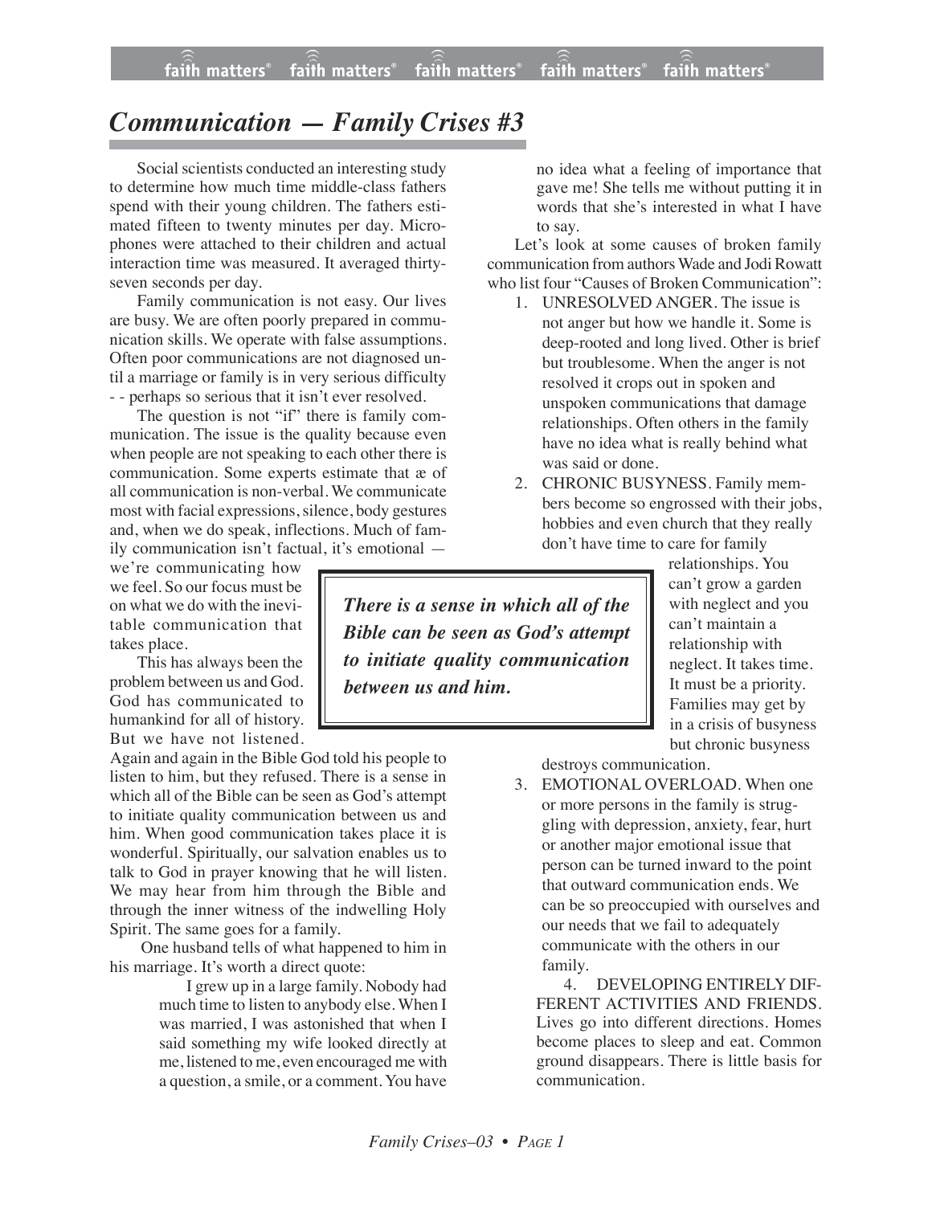# Communication — Family Crises #3

Social scientists conducted an interesting study to determine how much time middle-class fathers spend with their young children. The fathers estimated fifteen to twenty minutes per day. Microphones were attached to their children and actual interaction time was measured. It averaged thirty-seven seconds per day.

Family communication is not easy. Our lives are busy. We are often poorly prepared in communication skills. We operate with false assumptions. Often poor communications are not diagnosed until a marriage or family is in very serious difficulty - - perhaps so serious that it isn't ever resolved.

The question is not "if" there is family communication. The issue is the quality because even when people are not speaking to each other there is communication. Some experts estimate that æ of all communication is non-verbal. We communicate most with facial expressions, silence, body gestures and, when we do speak, inflections. Much of family communication isn't factual, it's emotional — we're communicating how we feel. So our focus must be on what we do with the inevitable communication that takes place.

This has always been the problem between us and God. God has communicated to humankind for all of history. But we have not listened. Again and again in the Bible God told his people to listen to him, but they refused. There is a sense in which all of the Bible can be seen as God's attempt to initiate quality communication between us and him. When good communication takes place it is wonderful. Spiritually, our salvation enables us to talk to God in prayer knowing that he will listen. We may hear from him through the Bible and through the inner witness of the indwelling Holy Spirit. The same goes for a family.

One husband tells of what happened to him in his marriage. It's worth a direct quote:

> I grew up in a large family. Nobody had much time to listen to anybody else. When I was married, I was astonished that when I said something my wife looked directly at me, listened to me, even encouraged me with a question, a smile, or a comment. You have no idea what a feeling of importance that gave me! She tells me without putting it in words that she's interested in what I have to say.

***There is a sense in which all of the Bible can be seen as God's attempt to initiate quality communication between us and him.***

Let's look at some causes of broken family communication from authors Wade and Jodi Rowatt who list four "Causes of Broken Communication":

1. UNRESOLVED ANGER. The issue is not anger but how we handle it. Some is deep-rooted and long lived. Other is brief but troublesome. When the anger is not resolved it crops out in spoken and unspoken communications that damage relationships. Often others in the family have no idea what is really behind what was said or done.
2. CHRONIC BUSYNESS. Family members become so engrossed with their jobs, hobbies and even church that they really don't have time to care for family relationships. You can't grow a garden with neglect and you can't maintain a relationship with neglect. It takes time. It must be a priority. Families may get by in a crisis of busyness but chronic busyness destroys communication.
3. EMOTIONAL OVERLOAD. When one or more persons in the family is struggling with depression, anxiety, fear, hurt or another major emotional issue that person can be turned inward to the point that outward communication ends. We can be so preoccupied with ourselves and our needs that we fail to adequately communicate with the others in our family.
4. DEVELOPING ENTIRELY DIFFERENT ACTIVITIES AND FRIENDS. Lives go into different directions. Homes become places to sleep and eat. Common ground disappears. There is little basis for communication.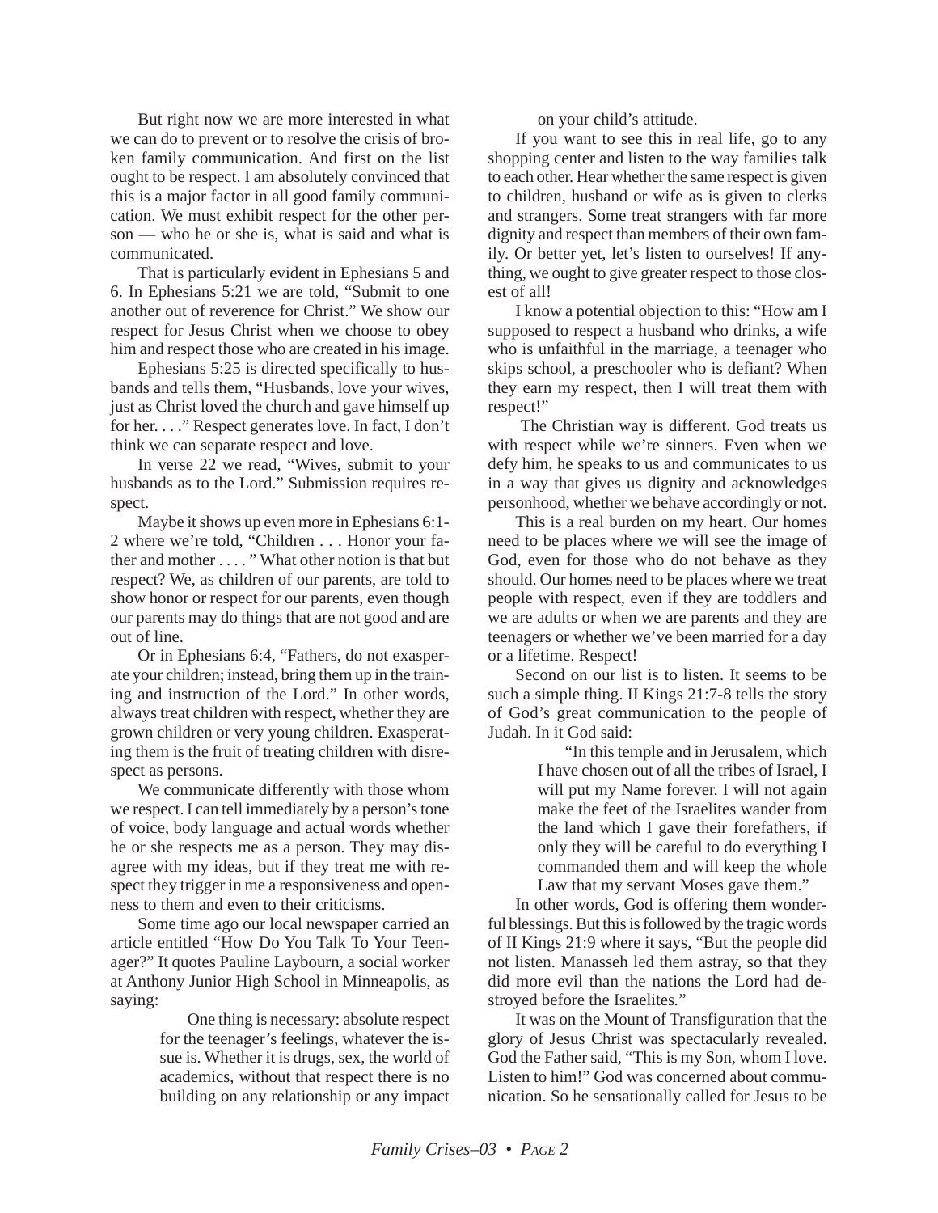But right now we are more interested in what we can do to prevent or to resolve the crisis of broken family communication. And first on the list ought to be respect. I am absolutely convinced that this is a major factor in all good family communication. We must exhibit respect for the other person — who he or she is, what is said and what is communicated.

That is particularly evident in Ephesians 5 and 6. In Ephesians 5:21 we are told, "Submit to one another out of reverence for Christ." We show our respect for Jesus Christ when we choose to obey him and respect those who are created in his image.

Ephesians 5:25 is directed specifically to husbands and tells them, "Husbands, love your wives, just as Christ loved the church and gave himself up for her. . . ." Respect generates love. In fact, I don't think we can separate respect and love.

In verse 22 we read, "Wives, submit to your husbands as to the Lord." Submission requires respect.

Maybe it shows up even more in Ephesians 6:1-2 where we're told, "Children . . . Honor your father and mother . . . . " What other notion is that but respect? We, as children of our parents, are told to show honor or respect for our parents, even though our parents may do things that are not good and are out of line.

Or in Ephesians 6:4, "Fathers, do not exasperate your children; instead, bring them up in the training and instruction of the Lord." In other words, always treat children with respect, whether they are grown children or very young children. Exasperating them is the fruit of treating children with disrespect as persons.

We communicate differently with those whom we respect. I can tell immediately by a person's tone of voice, body language and actual words whether he or she respects me as a person. They may disagree with my ideas, but if they treat me with respect they trigger in me a responsiveness and openness to them and even to their criticisms.

Some time ago our local newspaper carried an article entitled "How Do You Talk To Your Teenager?" It quotes Pauline Laybourn, a social worker at Anthony Junior High School in Minneapolis, as saying:

> One thing is necessary: absolute respect for the teenager's feelings, whatever the issue is. Whether it is drugs, sex, the world of academics, without that respect there is no building on any relationship or any impact on your child's attitude.

If you want to see this in real life, go to any shopping center and listen to the way families talk to each other. Hear whether the same respect is given to children, husband or wife as is given to clerks and strangers. Some treat strangers with far more dignity and respect than members of their own family. Or better yet, let's listen to ourselves! If anything, we ought to give greater respect to those closest of all!

I know a potential objection to this: "How am I supposed to respect a husband who drinks, a wife who is unfaithful in the marriage, a teenager who skips school, a preschooler who is defiant? When they earn my respect, then I will treat them with respect!"

The Christian way is different. God treats us with respect while we're sinners. Even when we defy him, he speaks to us and communicates to us in a way that gives us dignity and acknowledges personhood, whether we behave accordingly or not.

This is a real burden on my heart. Our homes need to be places where we will see the image of God, even for those who do not behave as they should. Our homes need to be places where we treat people with respect, even if they are toddlers and we are adults or when we are parents and they are teenagers or whether we've been married for a day or a lifetime. Respect!

Second on our list is to listen. It seems to be such a simple thing. II Kings 21:7-8 tells the story of God's great communication to the people of Judah. In it God said:

> "In this temple and in Jerusalem, which I have chosen out of all the tribes of Israel, I will put my Name forever. I will not again make the feet of the Israelites wander from the land which I gave their forefathers, if only they will be careful to do everything I commanded them and will keep the whole Law that my servant Moses gave them."

In other words, God is offering them wonderful blessings. But this is followed by the tragic words of II Kings 21:9 where it says, "But the people did not listen. Manasseh led them astray, so that they did more evil than the nations the Lord had destroyed before the Israelites."

It was on the Mount of Transfiguration that the glory of Jesus Christ was spectacularly revealed. God the Father said, "This is my Son, whom I love. Listen to him!" God was concerned about communication. So he sensationally called for Jesus to be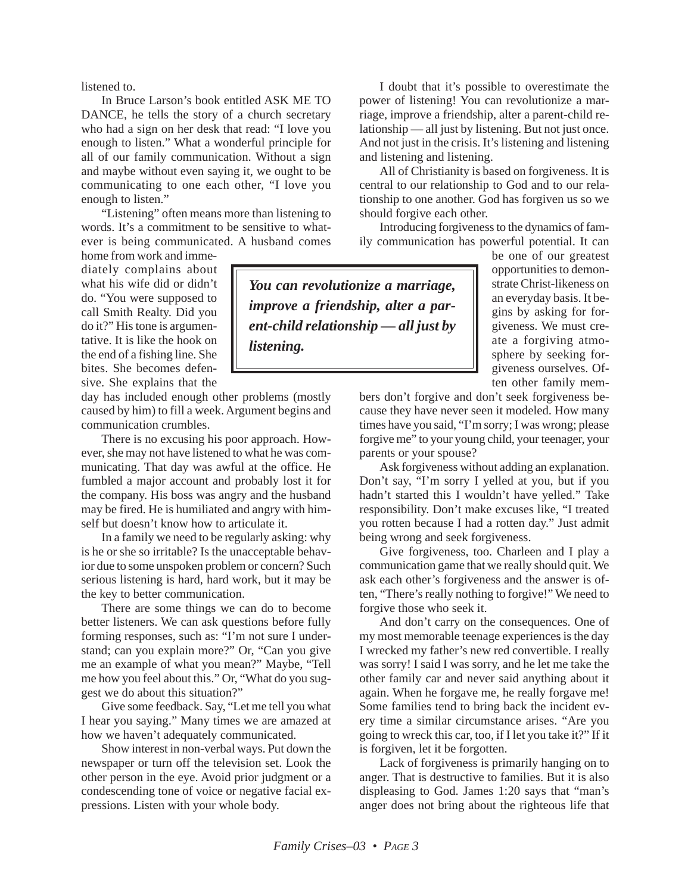listened to.

In Bruce Larson's book entitled ASK ME TO DANCE, he tells the story of a church secretary who had a sign on her desk that read: "I love you enough to listen." What a wonderful principle for all of our family communication. Without a sign and maybe without even saying it, we ought to be communicating to one each other, "I love you enough to listen."

"Listening" often means more than listening to words. It's a commitment to be sensitive to whatever is being communicated. A husband comes home from work and immediately complains about what his wife did or didn't do. "You were supposed to call Smith Realty. Did you do it?" His tone is argumentative. It is like the hook on the end of a fishing line. She bites. She becomes defensive. She explains that the day has included enough other problems (mostly caused by him) to fill a week. Argument begins and communication crumbles.

There is no excusing his poor approach. However, she may not have listened to what he was communicating. That day was awful at the office. He fumbled a major account and probably lost it for the company. His boss was angry and the husband may be fired. He is humiliated and angry with himself but doesn't know how to articulate it.

In a family we need to be regularly asking: why is he or she so irritable? Is the unacceptable behavior due to some unspoken problem or concern? Such serious listening is hard, hard work, but it may be the key to better communication.

There are some things we can do to become better listeners. We can ask questions before fully forming responses, such as: "I'm not sure I understand; can you explain more?" Or, "Can you give me an example of what you mean?" Maybe, "Tell me how you feel about this." Or, "What do you suggest we do about this situation?"

Give some feedback. Say, "Let me tell you what I hear you saying." Many times we are amazed at how we haven't adequately communicated.

Show interest in non-verbal ways. Put down the newspaper or turn off the television set. Look the other person in the eye. Avoid prior judgment or a condescending tone of voice or negative facial expressions. Listen with your whole body.

I doubt that it's possible to overestimate the power of listening! You can revolutionize a marriage, improve a friendship, alter a parent-child relationship — all just by listening. But not just once. And not just in the crisis. It's listening and listening and listening and listening.

All of Christianity is based on forgiveness. It is central to our relationship to God and to our relationship to one another. God has forgiven us so we should forgive each other.

Introducing forgiveness to the dynamics of family communication has powerful potential. It can be one of our greatest opportunities to demonstrate Christ-likeness on an everyday basis. It begins by asking for forgiveness. We must create a forgiving atmosphere by seeking forgiveness ourselves. Often other family members don't forgive and don't seek forgiveness because they have never seen it modeled. How many times have you said, "I'm sorry; I was wrong; please forgive me" to your young child, your teenager, your parents or your spouse?

> ***You can revolutionize a marriage, improve a friendship, alter a parent-child relationship — all just by listening.***

Ask forgiveness without adding an explanation. Don't say, "I'm sorry I yelled at you, but if you hadn't started this I wouldn't have yelled." Take responsibility. Don't make excuses like, "I treated you rotten because I had a rotten day." Just admit being wrong and seek forgiveness.

Give forgiveness, too. Charleen and I play a communication game that we really should quit. We ask each other's forgiveness and the answer is often, "There's really nothing to forgive!" We need to forgive those who seek it.

And don't carry on the consequences. One of my most memorable teenage experiences is the day I wrecked my father's new red convertible. I really was sorry! I said I was sorry, and he let me take the other family car and never said anything about it again. When he forgave me, he really forgave me! Some families tend to bring back the incident every time a similar circumstance arises. "Are you going to wreck this car, too, if I let you take it?" If it is forgiven, let it be forgotten.

Lack of forgiveness is primarily hanging on to anger. That is destructive to families. But it is also displeasing to God. James 1:20 says that "man's anger does not bring about the righteous life that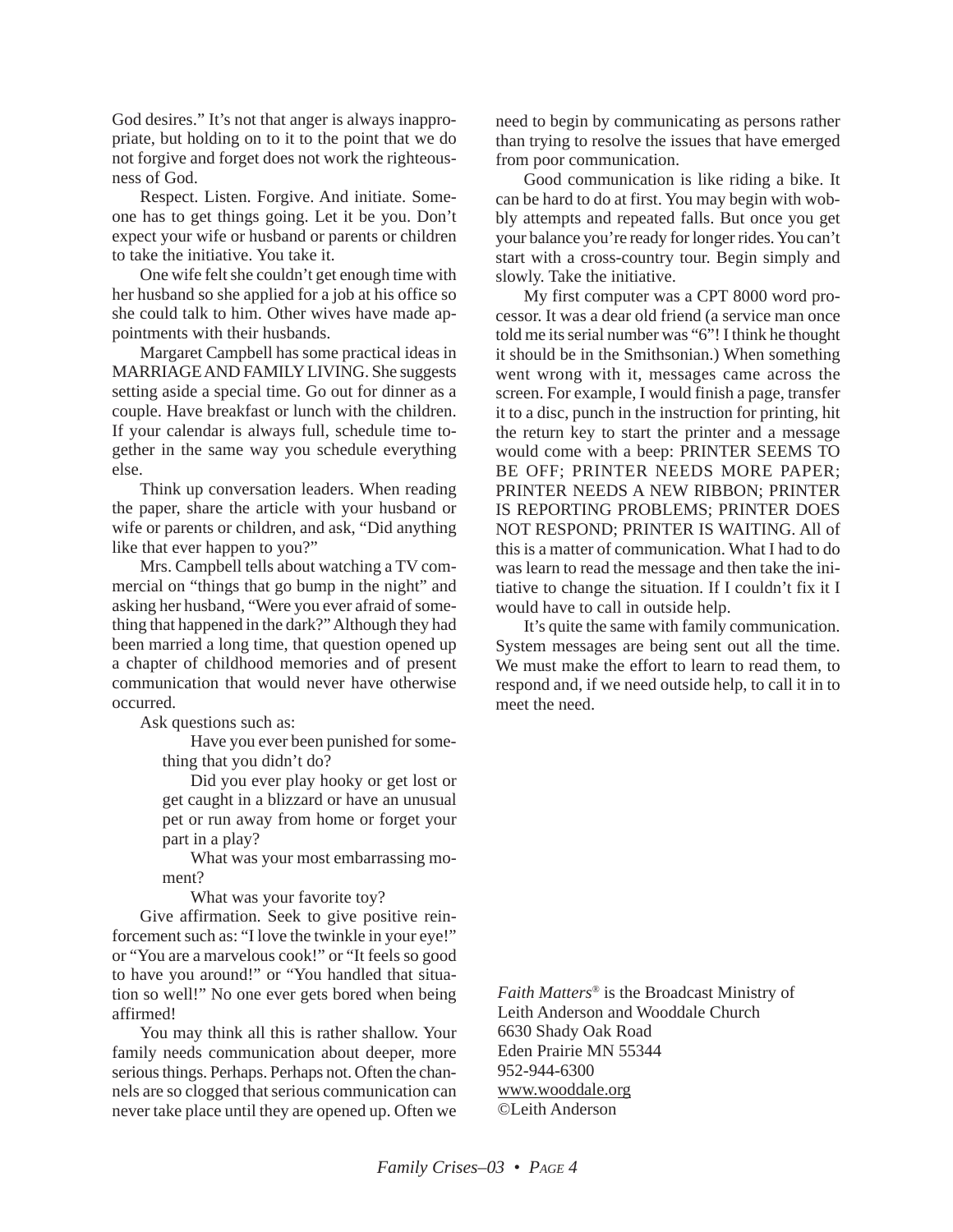God desires." It's not that anger is always inappropriate, but holding on to it to the point that we do not forgive and forget does not work the righteousness of God.

Respect. Listen. Forgive. And initiate. Someone has to get things going. Let it be you. Don't expect your wife or husband or parents or children to take the initiative. You take it.

One wife felt she couldn't get enough time with her husband so she applied for a job at his office so she could talk to him. Other wives have made appointments with their husbands.

Margaret Campbell has some practical ideas in MARRIAGE AND FAMILY LIVING. She suggests setting aside a special time. Go out for dinner as a couple. Have breakfast or lunch with the children. If your calendar is always full, schedule time together in the same way you schedule everything else.

Think up conversation leaders. When reading the paper, share the article with your husband or wife or parents or children, and ask, "Did anything like that ever happen to you?"

Mrs. Campbell tells about watching a TV commercial on "things that go bump in the night" and asking her husband, "Were you ever afraid of something that happened in the dark?" Although they had been married a long time, that question opened up a chapter of childhood memories and of present communication that would never have otherwise occurred.

Ask questions such as:

> Have you ever been punished for something that you didn't do?
>
> Did you ever play hooky or get lost or get caught in a blizzard or have an unusual pet or run away from home or forget your part in a play?
>
> What was your most embarrassing moment?
>
> What was your favorite toy?

Give affirmation. Seek to give positive reinforcement such as: "I love the twinkle in your eye!" or "You are a marvelous cook!" or "It feels so good to have you around!" or "You handled that situation so well!" No one ever gets bored when being affirmed!

You may think all this is rather shallow. Your family needs communication about deeper, more serious things. Perhaps. Perhaps not. Often the channels are so clogged that serious communication can never take place until they are opened up. Often we need to begin by communicating as persons rather than trying to resolve the issues that have emerged from poor communication.

Good communication is like riding a bike. It can be hard to do at first. You may begin with wobbly attempts and repeated falls. But once you get your balance you're ready for longer rides. You can't start with a cross-country tour. Begin simply and slowly. Take the initiative.

My first computer was a CPT 8000 word processor. It was a dear old friend (a service man once told me its serial number was "6"! I think he thought it should be in the Smithsonian.) When something went wrong with it, messages came across the screen. For example, I would finish a page, transfer it to a disc, punch in the instruction for printing, hit the return key to start the printer and a message would come with a beep: PRINTER SEEMS TO BE OFF; PRINTER NEEDS MORE PAPER; PRINTER NEEDS A NEW RIBBON; PRINTER IS REPORTING PROBLEMS; PRINTER DOES NOT RESPOND; PRINTER IS WAITING. All of this is a matter of communication. What I had to do was learn to read the message and then take the initiative to change the situation. If I couldn't fix it I would have to call in outside help.

It's quite the same with family communication. System messages are being sent out all the time. We must make the effort to learn to read them, to respond and, if we need outside help, to call it in to meet the need.

*Faith Matters*® is the Broadcast Ministry of
Leith Anderson and Wooddale Church
6630 Shady Oak Road
Eden Prairie MN 55344
952-944-6300
www.wooddale.org
©Leith Anderson